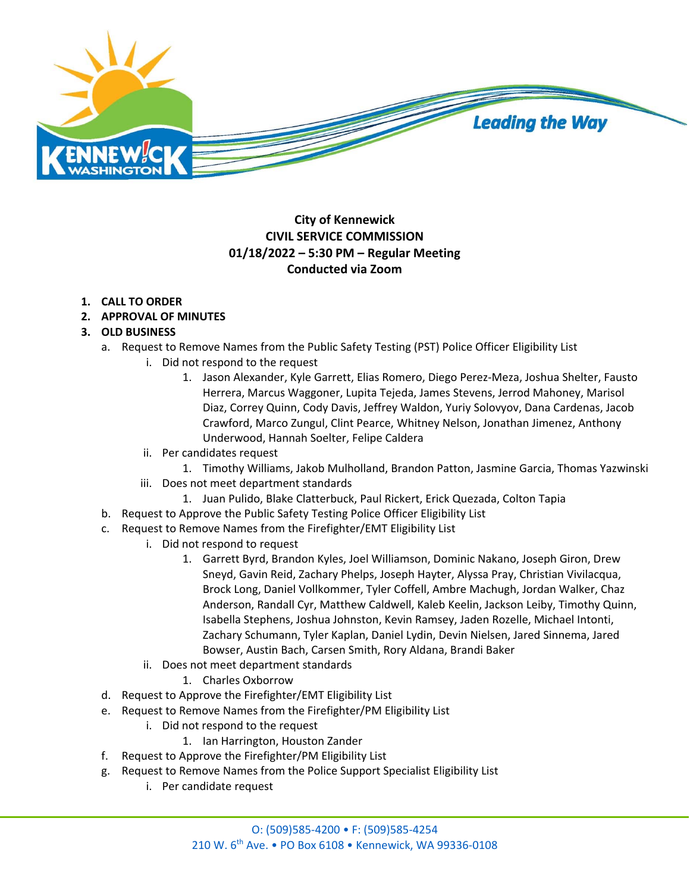**City of Kennewick**
**CIVIL SERVICE COMMISSION**
**01/18/2022 – 5:30 PM – Regular Meeting**
**Conducted via Zoom**

1. **CALL TO ORDER**
2. **APPROVAL OF MINUTES**
3. **OLD BUSINESS**
   a. Request to Remove Names from the Public Safety Testing (PST) Police Officer Eligibility List
      i. Did not respond to the request
         1. Jason Alexander, Kyle Garrett, Elias Romero, Diego Perez-Meza, Joshua Shelter, Fausto Herrera, Marcus Waggoner, Lupita Tejeda, James Stevens, Jerrod Mahoney, Marisol Diaz, Correy Quinn, Cody Davis, Jeffrey Waldon, Yuriy Solovyov, Dana Cardenas, Jacob Crawford, Marco Zungul, Clint Pearce, Whitney Nelson, Jonathan Jimenez, Anthony Underwood, Hannah Soelter, Felipe Caldera
      ii. Per candidates request
         1. Timothy Williams, Jakob Mulholland, Brandon Patton, Jasmine Garcia, Thomas Yazwinski
      iii. Does not meet department standards
         1. Juan Pulido, Blake Clatterbuck, Paul Rickert, Erick Quezada, Colton Tapia
   b. Request to Approve the Public Safety Testing Police Officer Eligibility List
   c. Request to Remove Names from the Firefighter/EMT Eligibility List
      i. Did not respond to request
         1. Garrett Byrd, Brandon Kyles, Joel Williamson, Dominic Nakano, Joseph Giron, Drew Sneyd, Gavin Reid, Zachary Phelps, Joseph Hayter, Alyssa Pray, Christian Vivilacqua, Brock Long, Daniel Vollkommer, Tyler Coffell, Ambre Machugh, Jordan Walker, Chaz Anderson, Randall Cyr, Matthew Caldwell, Kaleb Keelin, Jackson Leiby, Timothy Quinn, Isabella Stephens, Joshua Johnston, Kevin Ramsey, Jaden Rozelle, Michael Intonti, Zachary Schumann, Tyler Kaplan, Daniel Lydin, Devin Nielsen, Jared Sinnema, Jared Bowser, Austin Bach, Carsen Smith, Rory Aldana, Brandi Baker
      ii. Does not meet department standards
         1. Charles Oxborrow
   d. Request to Approve the Firefighter/EMT Eligibility List
   e. Request to Remove Names from the Firefighter/PM Eligibility List
      i. Did not respond to the request
         1. Ian Harrington, Houston Zander
   f. Request to Approve the Firefighter/PM Eligibility List
   g. Request to Remove Names from the Police Support Specialist Eligibility List
      i. Per candidate request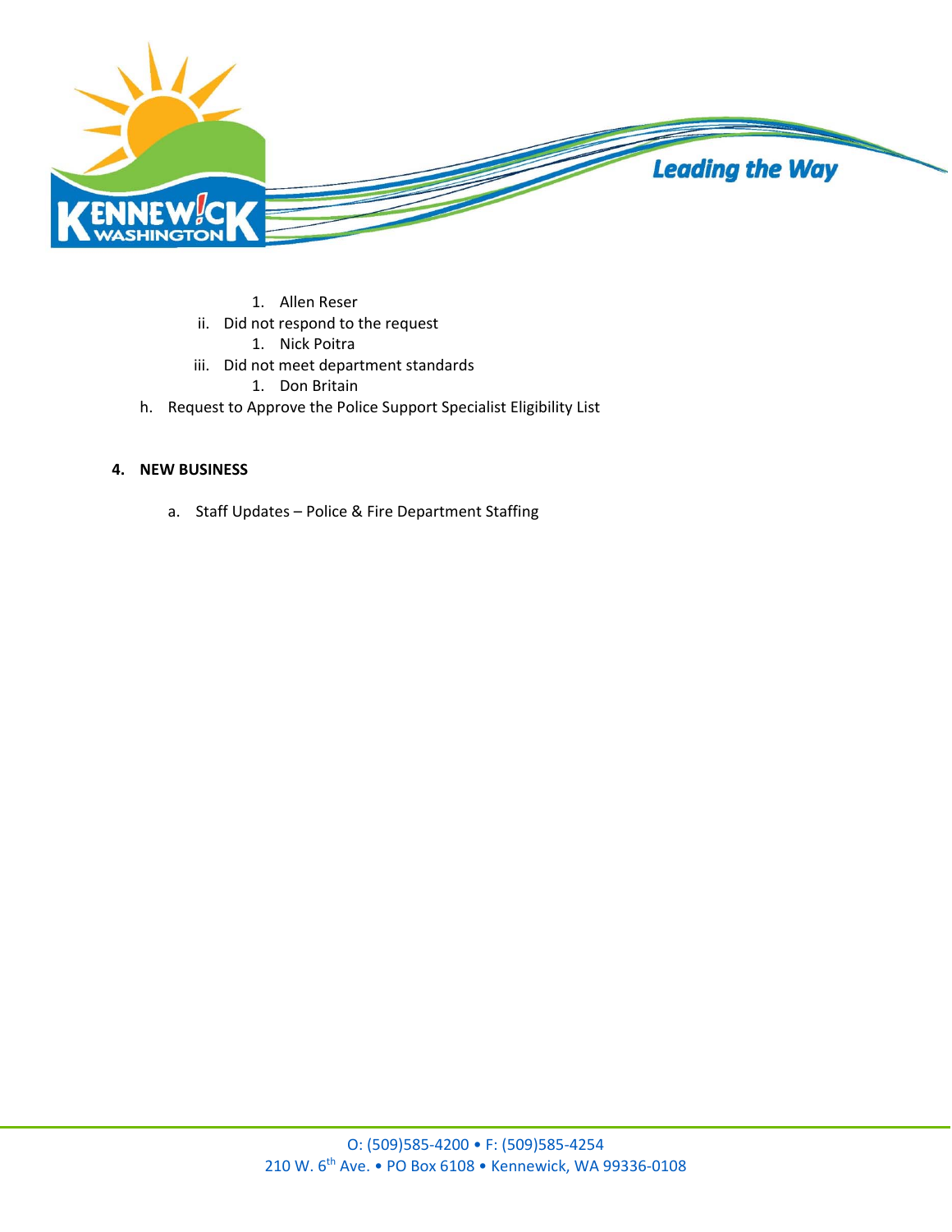1. Allen Reser
        ii. Did not respond to the request
            1. Nick Poitra
        iii. Did not meet department standards
            1. Don Britain

h. Request to Approve the Police Support Specialist Eligibility List

## 4. NEW BUSINESS

a. Staff Updates – Police & Fire Department Staffing